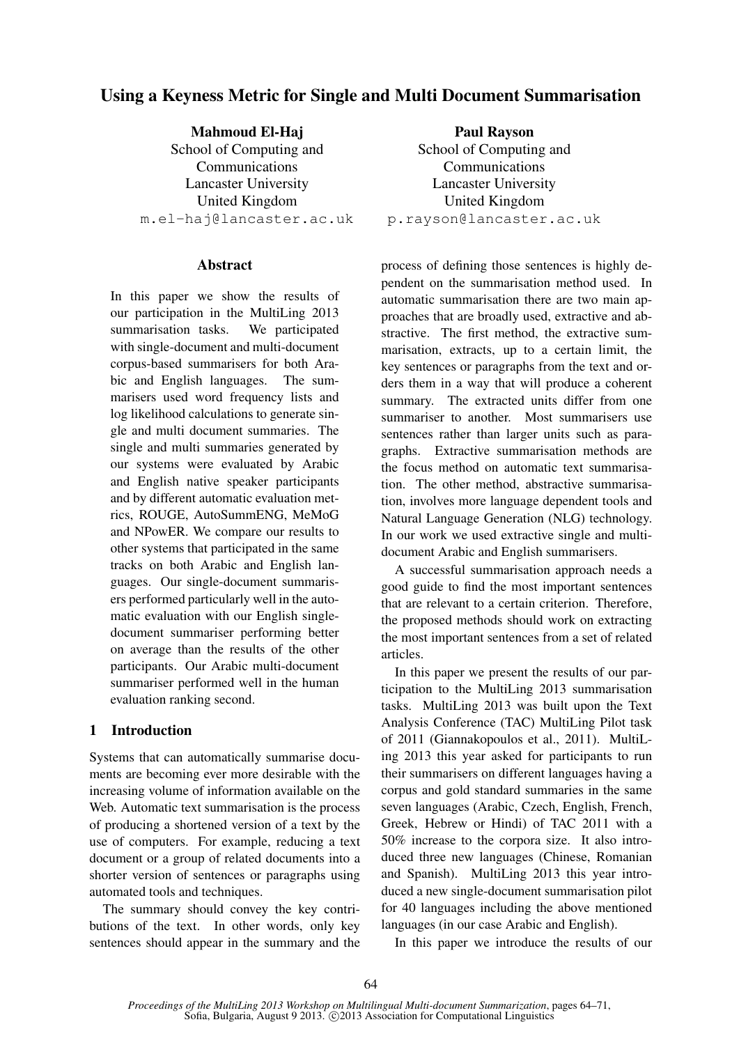# Using a Keyness Metric for Single and Multi Document Summarisation

**Mahmoud El-Haj**
School of Computing and Communications
Lancaster University
United Kingdom
m.el-haj@lancaster.ac.uk

**Paul Rayson**
School of Computing and Communications
Lancaster University
United Kingdom
p.rayson@lancaster.ac.uk

## Abstract

In this paper we show the results of our participation in the MultiLing 2013 summarisation tasks. We participated with single-document and multi-document corpus-based summarisers for both Arabic and English languages. The summarisers used word frequency lists and log likelihood calculations to generate single and multi document summaries. The single and multi summaries generated by our systems were evaluated by Arabic and English native speaker participants and by different automatic evaluation metrics, ROUGE, AutoSummENG, MeMoG and NPowER. We compare our results to other systems that participated in the same tracks on both Arabic and English languages. Our single-document summarisers performed particularly well in the automatic evaluation with our English single-document summariser performing better on average than the results of the other participants. Our Arabic multi-document summariser performed well in the human evaluation ranking second.

## 1 Introduction

Systems that can automatically summarise documents are becoming ever more desirable with the increasing volume of information available on the Web. Automatic text summarisation is the process of producing a shortened version of a text by the use of computers. For example, reducing a text document or a group of related documents into a shorter version of sentences or paragraphs using automated tools and techniques.

The summary should convey the key contributions of the text. In other words, only key sentences should appear in the summary and the process of defining those sentences is highly dependent on the summarisation method used. In automatic summarisation there are two main approaches that are broadly used, extractive and abstractive. The first method, the extractive summarisation, extracts, up to a certain limit, the key sentences or paragraphs from the text and orders them in a way that will produce a coherent summary. The extracted units differ from one summariser to another. Most summarisers use sentences rather than larger units such as paragraphs. Extractive summarisation methods are the focus method on automatic text summarisation. The other method, abstractive summarisation, involves more language dependent tools and Natural Language Generation (NLG) technology. In our work we used extractive single and multi-document Arabic and English summarisers.

A successful summarisation approach needs a good guide to find the most important sentences that are relevant to a certain criterion. Therefore, the proposed methods should work on extracting the most important sentences from a set of related articles.

In this paper we present the results of our participation to the MultiLing 2013 summarisation tasks. MultiLing 2013 was built upon the Text Analysis Conference (TAC) MultiLing Pilot task of 2011 (Giannakopoulos et al., 2011). MultiLing 2013 this year asked for participants to run their summarisers on different languages having a corpus and gold standard summaries in the same seven languages (Arabic, Czech, English, French, Greek, Hebrew or Hindi) of TAC 2011 with a 50% increase to the corpora size. It also introduced three new languages (Chinese, Romanian and Spanish). MultiLing 2013 this year introduced a new single-document summarisation pilot for 40 languages including the above mentioned languages (in our case Arabic and English).

In this paper we introduce the results of our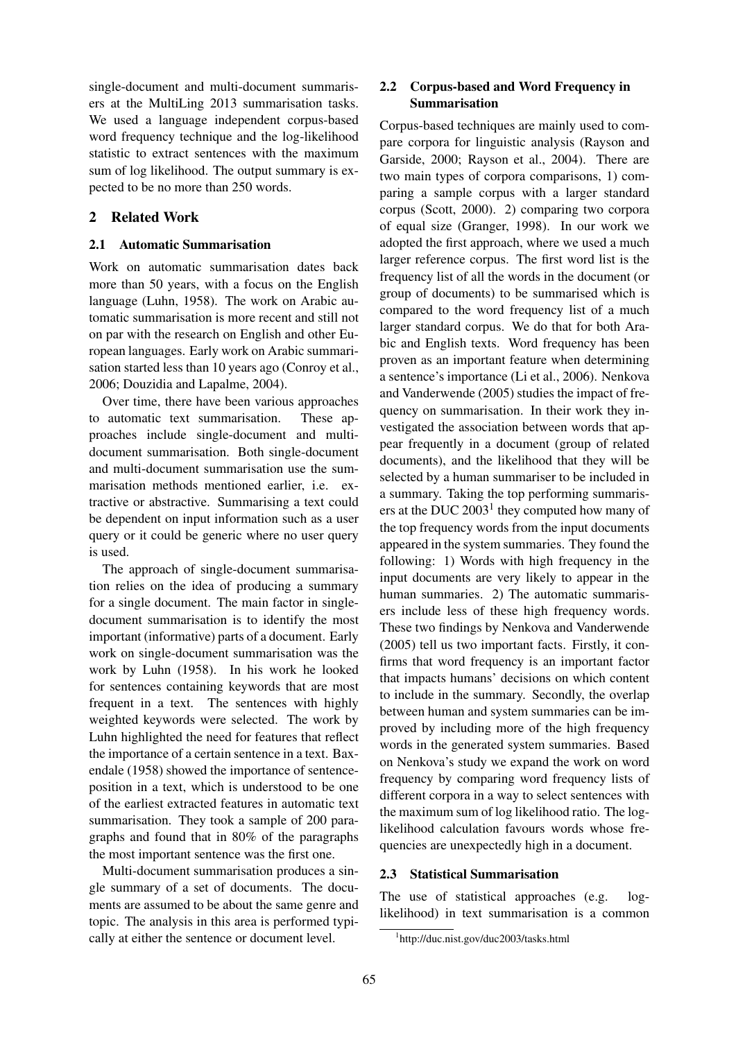single-document and multi-document summarisers at the MultiLing 2013 summarisation tasks. We used a language independent corpus-based word frequency technique and the log-likelihood statistic to extract sentences with the maximum sum of log likelihood. The output summary is expected to be no more than 250 words.

## 2 Related Work

### 2.1 Automatic Summarisation

Work on automatic summarisation dates back more than 50 years, with a focus on the English language (Luhn, 1958). The work on Arabic automatic summarisation is more recent and still not on par with the research on English and other European languages. Early work on Arabic summarisation started less than 10 years ago (Conroy et al., 2006; Douzidia and Lapalme, 2004).

Over time, there have been various approaches to automatic text summarisation. These approaches include single-document and multi-document summarisation. Both single-document and multi-document summarisation use the summarisation methods mentioned earlier, i.e. extractive or abstractive. Summarising a text could be dependent on input information such as a user query or it could be generic where no user query is used.

The approach of single-document summarisation relies on the idea of producing a summary for a single document. The main factor in single-document summarisation is to identify the most important (informative) parts of a document. Early work on single-document summarisation was the work by Luhn (1958). In his work he looked for sentences containing keywords that are most frequent in a text. The sentences with highly weighted keywords were selected. The work by Luhn highlighted the need for features that reflect the importance of a certain sentence in a text. Baxendale (1958) showed the importance of sentence-position in a text, which is understood to be one of the earliest extracted features in automatic text summarisation. They took a sample of 200 paragraphs and found that in 80% of the paragraphs the most important sentence was the first one.

Multi-document summarisation produces a single summary of a set of documents. The documents are assumed to be about the same genre and topic. The analysis in this area is performed typically at either the sentence or document level.

### 2.2 Corpus-based and Word Frequency in Summarisation

Corpus-based techniques are mainly used to compare corpora for linguistic analysis (Rayson and Garside, 2000; Rayson et al., 2004). There are two main types of corpora comparisons, 1) comparing a sample corpus with a larger standard corpus (Scott, 2000). 2) comparing two corpora of equal size (Granger, 1998). In our work we adopted the first approach, where we used a much larger reference corpus. The first word list is the frequency list of all the words in the document (or group of documents) to be summarised which is compared to the word frequency list of a much larger standard corpus. We do that for both Arabic and English texts. Word frequency has been proven as an important feature when determining a sentence's importance (Li et al., 2006). Nenkova and Vanderwende (2005) studies the impact of frequency on summarisation. In their work they investigated the association between words that appear frequently in a document (group of related documents), and the likelihood that they will be selected by a human summariser to be included in a summary. Taking the top performing summarisers at the DUC 2003[1] they computed how many of the top frequency words from the input documents appeared in the system summaries. They found the following: 1) Words with high frequency in the input documents are very likely to appear in the human summaries. 2) The automatic summarisers include less of these high frequency words. These two findings by Nenkova and Vanderwende (2005) tell us two important facts. Firstly, it confirms that word frequency is an important factor that impacts humans' decisions on which content to include in the summary. Secondly, the overlap between human and system summaries can be improved by including more of the high frequency words in the generated system summaries. Based on Nenkova's study we expand the work on word frequency by comparing word frequency lists of different corpora in a way to select sentences with the maximum sum of log likelihood ratio. The log-likelihood calculation favours words whose frequencies are unexpectedly high in a document.

### 2.3 Statistical Summarisation

The use of statistical approaches (e.g. log-likelihood) in text summarisation is a common

[1] http://duc.nist.gov/duc2003/tasks.html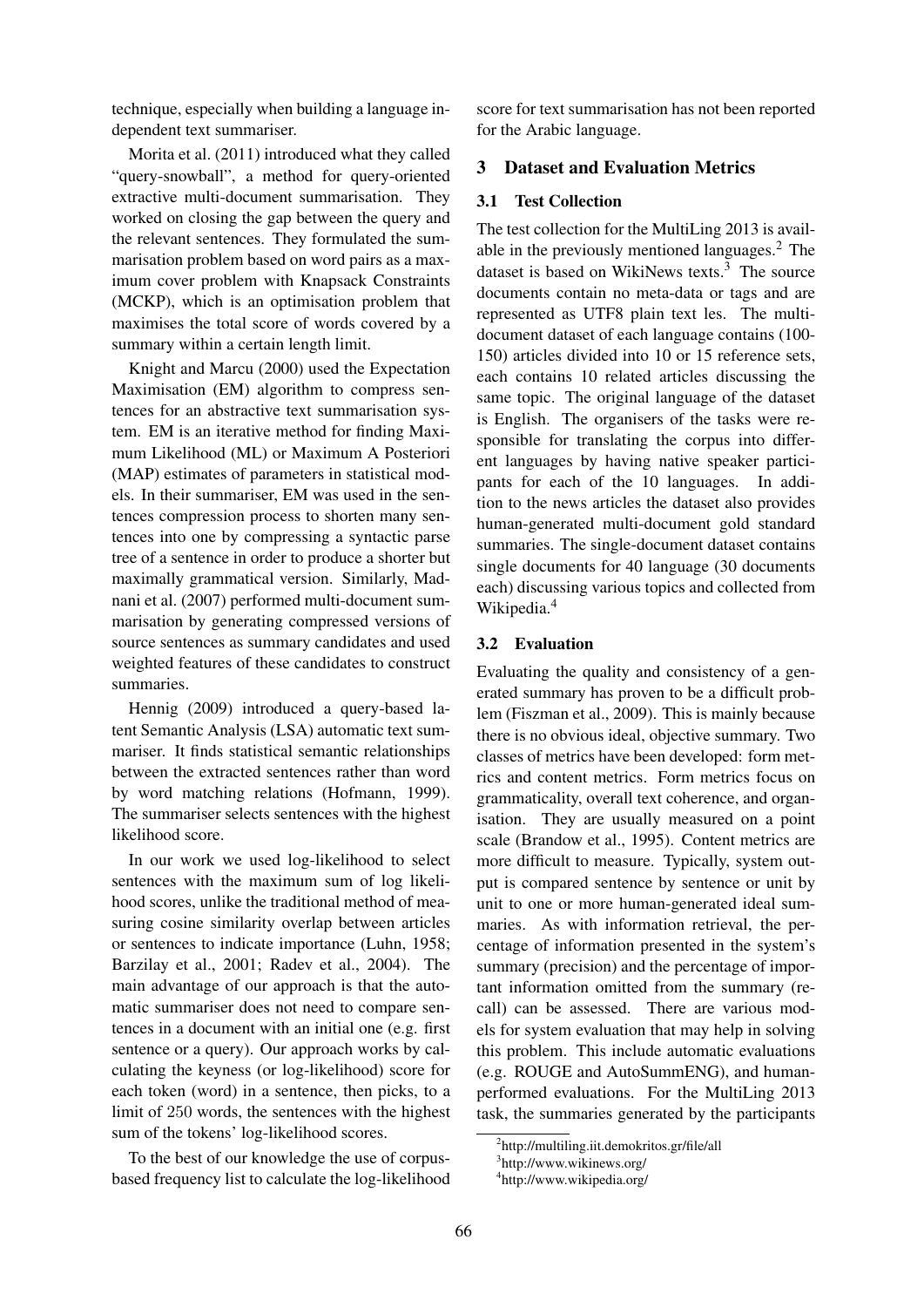technique, especially when building a language independent text summariser.

Morita et al. (2011) introduced what they called "query-snowball", a method for query-oriented extractive multi-document summarisation. They worked on closing the gap between the query and the relevant sentences. They formulated the summarisation problem based on word pairs as a maximum cover problem with Knapsack Constraints (MCKP), which is an optimisation problem that maximises the total score of words covered by a summary within a certain length limit.

Knight and Marcu (2000) used the Expectation Maximisation (EM) algorithm to compress sentences for an abstractive text summarisation system. EM is an iterative method for finding Maximum Likelihood (ML) or Maximum A Posteriori (MAP) estimates of parameters in statistical models. In their summariser, EM was used in the sentences compression process to shorten many sentences into one by compressing a syntactic parse tree of a sentence in order to produce a shorter but maximally grammatical version. Similarly, Madnani et al. (2007) performed multi-document summarisation by generating compressed versions of source sentences as summary candidates and used weighted features of these candidates to construct summaries.

Hennig (2009) introduced a query-based latent Semantic Analysis (LSA) automatic text summariser. It finds statistical semantic relationships between the extracted sentences rather than word by word matching relations (Hofmann, 1999). The summariser selects sentences with the highest likelihood score.

In our work we used log-likelihood to select sentences with the maximum sum of log likelihood scores, unlike the traditional method of measuring cosine similarity overlap between articles or sentences to indicate importance (Luhn, 1958; Barzilay et al., 2001; Radev et al., 2004). The main advantage of our approach is that the automatic summariser does not need to compare sentences in a document with an initial one (e.g. first sentence or a query). Our approach works by calculating the keyness (or log-likelihood) score for each token (word) in a sentence, then picks, to a limit of 250 words, the sentences with the highest sum of the tokens' log-likelihood scores.

To the best of our knowledge the use of corpus-based frequency list to calculate the log-likelihood score for text summarisation has not been reported for the Arabic language.

## 3 Dataset and Evaluation Metrics

### 3.1 Test Collection

The test collection for the MultiLing 2013 is available in the previously mentioned languages.[2] The dataset is based on WikiNews texts.[3] The source documents contain no meta-data or tags and are represented as UTF8 plain text les. The multi-document dataset of each language contains (100-150) articles divided into 10 or 15 reference sets, each contains 10 related articles discussing the same topic. The original language of the dataset is English. The organisers of the tasks were responsible for translating the corpus into different languages by having native speaker participants for each of the 10 languages. In addition to the news articles the dataset also provides human-generated multi-document gold standard summaries. The single-document dataset contains single documents for 40 language (30 documents each) discussing various topics and collected from Wikipedia.[4]

### 3.2 Evaluation

Evaluating the quality and consistency of a generated summary has proven to be a difficult problem (Fiszman et al., 2009). This is mainly because there is no obvious ideal, objective summary. Two classes of metrics have been developed: form metrics and content metrics. Form metrics focus on grammaticality, overall text coherence, and organisation. They are usually measured on a point scale (Brandow et al., 1995). Content metrics are more difficult to measure. Typically, system output is compared sentence by sentence or unit by unit to one or more human-generated ideal summaries. As with information retrieval, the percentage of information presented in the system's summary (precision) and the percentage of important information omitted from the summary (recall) can be assessed. There are various models for system evaluation that may help in solving this problem. This include automatic evaluations (e.g. ROUGE and AutoSummENG), and human-performed evaluations. For the MultiLing 2013 task, the summaries generated by the participants

[2] http://multiling.iit.demokritos.gr/file/all

[3] http://www.wikinews.org/

[4] http://www.wikipedia.org/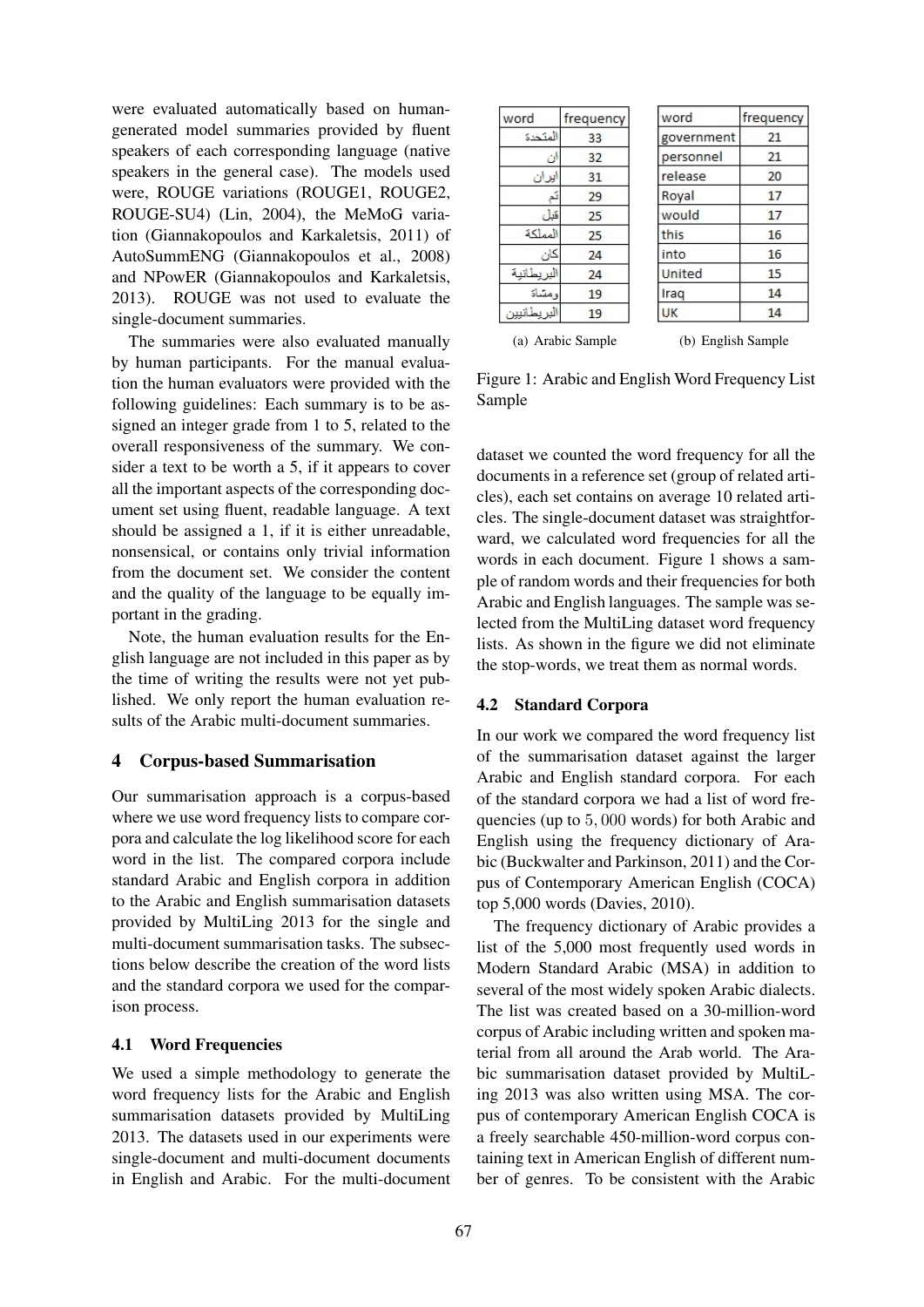were evaluated automatically based on human-generated model summaries provided by fluent speakers of each corresponding language (native speakers in the general case). The models used were, ROUGE variations (ROUGE1, ROUGE2, ROUGE-SU4) (Lin, 2004), the MeMoG variation (Giannakopoulos and Karkaletsis, 2011) of AutoSummENG (Giannakopoulos et al., 2008) and NPowER (Giannakopoulos and Karkaletsis, 2013). ROUGE was not used to evaluate the single-document summaries.

The summaries were also evaluated manually by human participants. For the manual evaluation the human evaluators were provided with the following guidelines: Each summary is to be assigned an integer grade from 1 to 5, related to the overall responsiveness of the summary. We consider a text to be worth a 5, if it appears to cover all the important aspects of the corresponding document set using fluent, readable language. A text should be assigned a 1, if it is either unreadable, nonsensical, or contains only trivial information from the document set. We consider the content and the quality of the language to be equally important in the grading.

Note, the human evaluation results for the English language are not included in this paper as by the time of writing the results were not yet published. We only report the human evaluation results of the Arabic multi-document summaries.

## 4 Corpus-based Summarisation

Our summarisation approach is a corpus-based where we use word frequency lists to compare corpora and calculate the log likelihood score for each word in the list. The compared corpora include standard Arabic and English corpora in addition to the Arabic and English summarisation datasets provided by MultiLing 2013 for the single and multi-document summarisation tasks. The subsections below describe the creation of the word lists and the standard corpora we used for the comparison process.

### 4.1 Word Frequencies

We used a simple methodology to generate the word frequency lists for the Arabic and English summarisation datasets provided by MultiLing 2013. The datasets used in our experiments were single-document and multi-document documents in English and Arabic. For the multi-document dataset we counted the word frequency for all the documents in a reference set (group of related articles), each set contains on average 10 related articles. The single-document dataset was straightforward, we calculated word frequencies for all the words in each document. Figure 1 shows a sample of random words and their frequencies for both Arabic and English languages. The sample was selected from the MultiLing dataset word frequency lists. As shown in the figure we did not eliminate the stop-words, we treat them as normal words.

| word | frequency |
|---|---|
| المتحدة | 33 |
| ان | 32 |
| ايران | 31 |
| تم | 29 |
| قبل | 25 |
| المملكة | 25 |
| كان | 24 |
| البريطانية | 24 |
| ومشاة | 19 |
| البريطانيين | 19 |

(a) Arabic Sample

| word | frequency |
|---|---|
| government | 21 |
| personnel | 21 |
| release | 20 |
| Royal | 17 |
| would | 17 |
| this | 16 |
| into | 16 |
| United | 15 |
| Iraq | 14 |
| UK | 14 |

(b) English Sample

Figure 1: Arabic and English Word Frequency List Sample

### 4.2 Standard Corpora

In our work we compared the word frequency list of the summarisation dataset against the larger Arabic and English standard corpora. For each of the standard corpora we had a list of word frequencies (up to $5,000$ words) for both Arabic and English using the frequency dictionary of Arabic (Buckwalter and Parkinson, 2011) and the Corpus of Contemporary American English (COCA) top 5,000 words (Davies, 2010).

The frequency dictionary of Arabic provides a list of the 5,000 most frequently used words in Modern Standard Arabic (MSA) in addition to several of the most widely spoken Arabic dialects. The list was created based on a 30-million-word corpus of Arabic including written and spoken material from all around the Arab world. The Arabic summarisation dataset provided by MultiLing 2013 was also written using MSA. The corpus of contemporary American English COCA is a freely searchable 450-million-word corpus containing text in American English of different number of genres. To be consistent with the Arabic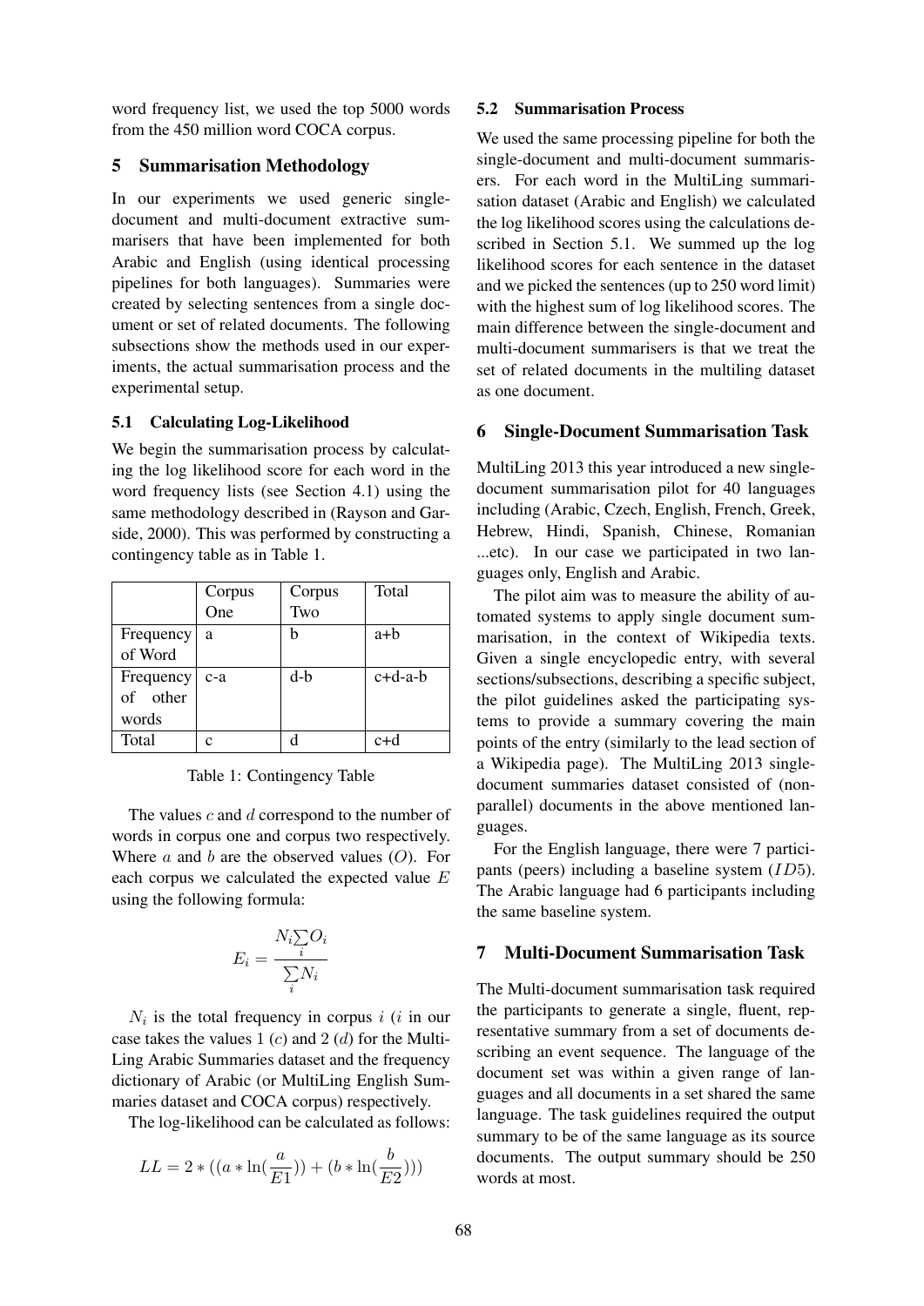word frequency list, we used the top 5000 words from the 450 million word COCA corpus.

## 5 Summarisation Methodology

In our experiments we used generic single-document and multi-document extractive summarisers that have been implemented for both Arabic and English (using identical processing pipelines for both languages). Summaries were created by selecting sentences from a single document or set of related documents. The following subsections show the methods used in our experiments, the actual summarisation process and the experimental setup.

### 5.1 Calculating Log-Likelihood

We begin the summarisation process by calculating the log likelihood score for each word in the word frequency lists (see Section 4.1) using the same methodology described in (Rayson and Garside, 2000). This was performed by constructing a contingency table as in Table 1.

| | Corpus One | Corpus Two | Total |
|---|---|---|---|
| Frequency of Word | a | b | a+b |
| Frequency of other words | c-a | d-b | c+d-a-b |
| Total | c | d | c+d |

Table 1: Contingency Table

The values $c$ and $d$ correspond to the number of words in corpus one and corpus two respectively. Where $a$ and $b$ are the observed values ($O$). For each corpus we calculated the expected value $E$ using the following formula:

$$E_i = \frac{N_i \sum_i O_i}{\sum_i N_i}$$

$N_i$ is the total frequency in corpus $i$ ($i$ in our case takes the values 1 ($c$) and 2 ($d$) for the MultiLing Arabic Summaries dataset and the frequency dictionary of Arabic (or MultiLing English Summaries dataset and COCA corpus) respectively.

The log-likelihood can be calculated as follows:

$$LL = 2 * ((a * \ln(\frac{a}{E1})) + (b * \ln(\frac{b}{E2})))$$

### 5.2 Summarisation Process

We used the same processing pipeline for both the single-document and multi-document summarisers. For each word in the MultiLing summarisation dataset (Arabic and English) we calculated the log likelihood scores using the calculations described in Section 5.1. We summed up the log likelihood scores for each sentence in the dataset and we picked the sentences (up to 250 word limit) with the highest sum of log likelihood scores. The main difference between the single-document and multi-document summarisers is that we treat the set of related documents in the multiling dataset as one document.

## 6 Single-Document Summarisation Task

MultiLing 2013 this year introduced a new single-document summarisation pilot for 40 languages including (Arabic, Czech, English, French, Greek, Hebrew, Hindi, Spanish, Chinese, Romanian ...etc). In our case we participated in two languages only, English and Arabic.

The pilot aim was to measure the ability of automated systems to apply single document summarisation, in the context of Wikipedia texts. Given a single encyclopedic entry, with several sections/subsections, describing a specific subject, the pilot guidelines asked the participating systems to provide a summary covering the main points of the entry (similarly to the lead section of a Wikipedia page). The MultiLing 2013 single-document summaries dataset consisted of (non-parallel) documents in the above mentioned languages.

For the English language, there were 7 participants (peers) including a baseline system ($ID5$). The Arabic language had 6 participants including the same baseline system.

## 7 Multi-Document Summarisation Task

The Multi-document summarisation task required the participants to generate a single, fluent, representative summary from a set of documents describing an event sequence. The language of the document set was within a given range of languages and all documents in a set shared the same language. The task guidelines required the output summary to be of the same language as its source documents. The output summary should be 250 words at most.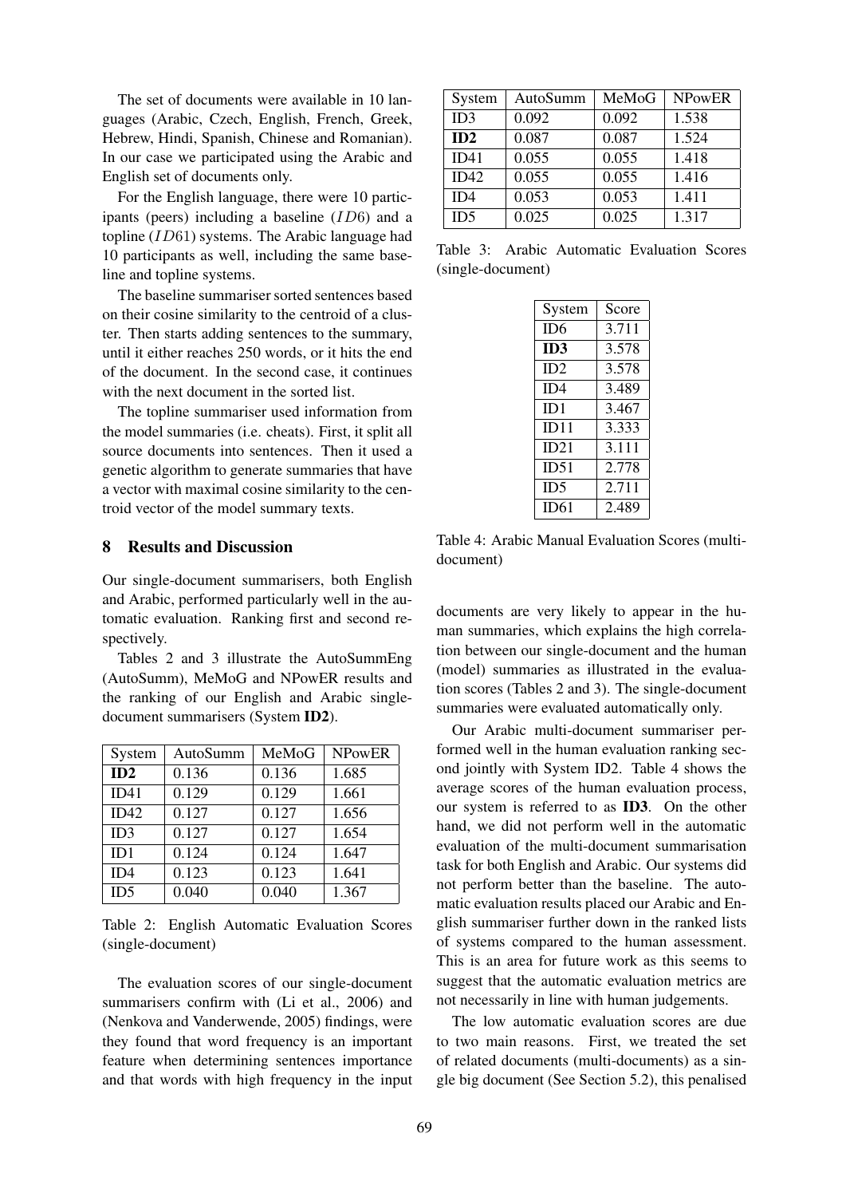The set of documents were available in 10 languages (Arabic, Czech, English, French, Greek, Hebrew, Hindi, Spanish, Chinese and Romanian). In our case we participated using the Arabic and English set of documents only.

For the English language, there were 10 participants (peers) including a baseline ($ID6$) and a topline ($ID61$) systems. The Arabic language had 10 participants as well, including the same baseline and topline systems.

The baseline summariser sorted sentences based on their cosine similarity to the centroid of a cluster. Then starts adding sentences to the summary, until it either reaches 250 words, or it hits the end of the document. In the second case, it continues with the next document in the sorted list.

The topline summariser used information from the model summaries (i.e. cheats). First, it split all source documents into sentences. Then it used a genetic algorithm to generate summaries that have a vector with maximal cosine similarity to the centroid vector of the model summary texts.

## 8 Results and Discussion

Our single-document summarisers, both English and Arabic, performed particularly well in the automatic evaluation. Ranking first and second respectively.

Tables 2 and 3 illustrate the AutoSummEng (AutoSumm), MeMoG and NPowER results and the ranking of our English and Arabic single-document summarisers (System **ID2**).

| System | AutoSumm | MeMoG | NPowER |
|---|---|---|---|
| **ID2** | 0.136 | 0.136 | 1.685 |
| ID41 | 0.129 | 0.129 | 1.661 |
| ID42 | 0.127 | 0.127 | 1.656 |
| ID3 | 0.127 | 0.127 | 1.654 |
| ID1 | 0.124 | 0.124 | 1.647 |
| ID4 | 0.123 | 0.123 | 1.641 |
| ID5 | 0.040 | 0.040 | 1.367 |

Table 2: English Automatic Evaluation Scores (single-document)

The evaluation scores of our single-document summarisers confirm with (Li et al., 2006) and (Nenkova and Vanderwende, 2005) findings, were they found that word frequency is an important feature when determining sentences importance and that words with high frequency in the input documents are very likely to appear in the human summaries, which explains the high correlation between our single-document and the human (model) summaries as illustrated in the evaluation scores (Tables 2 and 3). The single-document summaries were evaluated automatically only.

| System | AutoSumm | MeMoG | NPowER |
|---|---|---|---|
| ID3 | 0.092 | 0.092 | 1.538 |
| **ID2** | 0.087 | 0.087 | 1.524 |
| ID41 | 0.055 | 0.055 | 1.418 |
| ID42 | 0.055 | 0.055 | 1.416 |
| ID4 | 0.053 | 0.053 | 1.411 |
| ID5 | 0.025 | 0.025 | 1.317 |

Table 3: Arabic Automatic Evaluation Scores (single-document)

| System | Score |
|---|---|
| ID6 | 3.711 |
| **ID3** | 3.578 |
| ID2 | 3.578 |
| ID4 | 3.489 |
| ID1 | 3.467 |
| ID11 | 3.333 |
| ID21 | 3.111 |
| ID51 | 2.778 |
| ID5 | 2.711 |
| ID61 | 2.489 |

Table 4: Arabic Manual Evaluation Scores (multi-document)

Our Arabic multi-document summariser performed well in the human evaluation ranking second jointly with System ID2. Table 4 shows the average scores of the human evaluation process, our system is referred to as **ID3**. On the other hand, we did not perform well in the automatic evaluation of the multi-document summarisation task for both English and Arabic. Our systems did not perform better than the baseline. The automatic evaluation results placed our Arabic and English summariser further down in the ranked lists of systems compared to the human assessment. This is an area for future work as this seems to suggest that the automatic evaluation metrics are not necessarily in line with human judgements.

The low automatic evaluation scores are due to two main reasons. First, we treated the set of related documents (multi-documents) as a single big document (See Section 5.2), this penalised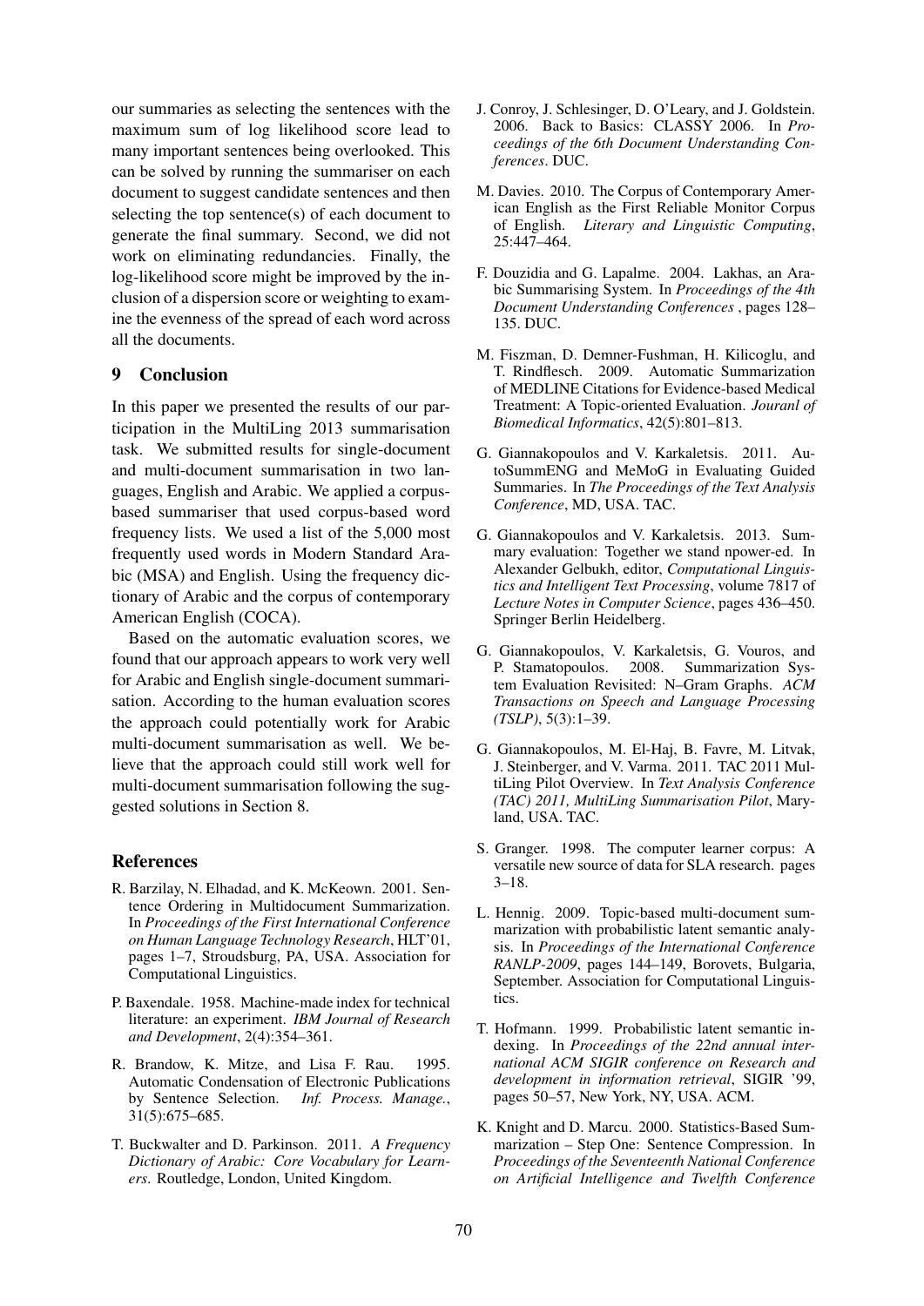our summaries as selecting the sentences with the maximum sum of log likelihood score lead to many important sentences being overlooked. This can be solved by running the summariser on each document to suggest candidate sentences and then selecting the top sentence(s) of each document to generate the final summary. Second, we did not work on eliminating redundancies. Finally, the log-likelihood score might be improved by the inclusion of a dispersion score or weighting to examine the evenness of the spread of each word across all the documents.

## 9 Conclusion

In this paper we presented the results of our participation in the MultiLing 2013 summarisation task. We submitted results for single-document and multi-document summarisation in two languages, English and Arabic. We applied a corpus-based summariser that used corpus-based word frequency lists. We used a list of the 5,000 most frequently used words in Modern Standard Arabic (MSA) and English. Using the frequency dictionary of Arabic and the corpus of contemporary American English (COCA).

Based on the automatic evaluation scores, we found that our approach appears to work very well for Arabic and English single-document summarisation. According to the human evaluation scores the approach could potentially work for Arabic multi-document summarisation as well. We believe that the approach could still work well for multi-document summarisation following the suggested solutions in Section 8.

## References

R. Barzilay, N. Elhadad, and K. McKeown. 2001. Sentence Ordering in Multidocument Summarization. In *Proceedings of the First International Conference on Human Language Technology Research*, HLT'01, pages 1–7, Stroudsburg, PA, USA. Association for Computational Linguistics.

P. Baxendale. 1958. Machine-made index for technical literature: an experiment. *IBM Journal of Research and Development*, 2(4):354–361.

R. Brandow, K. Mitze, and Lisa F. Rau. 1995. Automatic Condensation of Electronic Publications by Sentence Selection. *Inf. Process. Manage.*, 31(5):675–685.

T. Buckwalter and D. Parkinson. 2011. *A Frequency Dictionary of Arabic: Core Vocabulary for Learners*. Routledge, London, United Kingdom.

J. Conroy, J. Schlesinger, D. O'Leary, and J. Goldstein. 2006. Back to Basics: CLASSY 2006. In *Proceedings of the 6th Document Understanding Conferences*. DUC.

M. Davies. 2010. The Corpus of Contemporary American English as the First Reliable Monitor Corpus of English. *Literary and Linguistic Computing*, 25:447–464.

F. Douzidia and G. Lapalme. 2004. Lakhas, an Arabic Summarising System. In *Proceedings of the 4th Document Understanding Conferences* , pages 128–135. DUC.

M. Fiszman, D. Demner-Fushman, H. Kilicoglu, and T. Rindflesch. 2009. Automatic Summarization of MEDLINE Citations for Evidence-based Medical Treatment: A Topic-oriented Evaluation. *Jouranl of Biomedical Informatics*, 42(5):801–813.

G. Giannakopoulos and V. Karkaletsis. 2011. AutoSummENG and MeMoG in Evaluating Guided Summaries. In *The Proceedings of the Text Analysis Conference*, MD, USA. TAC.

G. Giannakopoulos and V. Karkaletsis. 2013. Summary evaluation: Together we stand npower-ed. In Alexander Gelbukh, editor, *Computational Linguistics and Intelligent Text Processing*, volume 7817 of *Lecture Notes in Computer Science*, pages 436–450. Springer Berlin Heidelberg.

G. Giannakopoulos, V. Karkaletsis, G. Vouros, and P. Stamatopoulos. 2008. Summarization System Evaluation Revisited: N–Gram Graphs. *ACM Transactions on Speech and Language Processing (TSLP)*, 5(3):1–39.

G. Giannakopoulos, M. El-Haj, B. Favre, M. Litvak, J. Steinberger, and V. Varma. 2011. TAC 2011 MultiLing Pilot Overview. In *Text Analysis Conference (TAC) 2011, MultiLing Summarisation Pilot*, Maryland, USA. TAC.

S. Granger. 1998. The computer learner corpus: A versatile new source of data for SLA research. pages 3–18.

L. Hennig. 2009. Topic-based multi-document summarization with probabilistic latent semantic analysis. In *Proceedings of the International Conference RANLP-2009*, pages 144–149, Borovets, Bulgaria, September. Association for Computational Linguistics.

T. Hofmann. 1999. Probabilistic latent semantic indexing. In *Proceedings of the 22nd annual international ACM SIGIR conference on Research and development in information retrieval*, SIGIR '99, pages 50–57, New York, NY, USA. ACM.

K. Knight and D. Marcu. 2000. Statistics-Based Summarization – Step One: Sentence Compression. In *Proceedings of the Seventeenth National Conference on Artificial Intelligence and Twelfth Conference*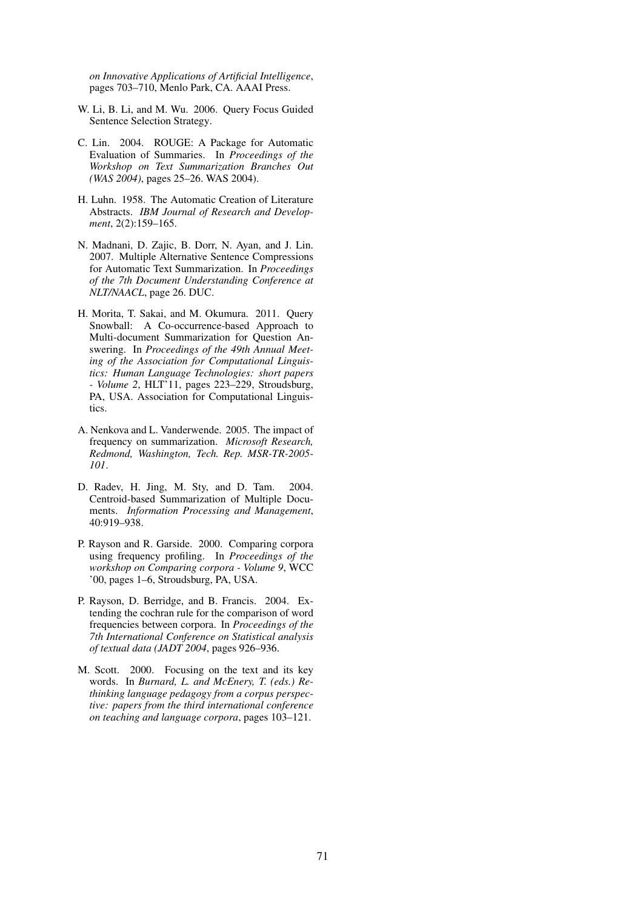*on Innovative Applications of Artificial Intelligence*, pages 703–710, Menlo Park, CA. AAAI Press.

W. Li, B. Li, and M. Wu. 2006. Query Focus Guided Sentence Selection Strategy.

C. Lin. 2004. ROUGE: A Package for Automatic Evaluation of Summaries. In *Proceedings of the Workshop on Text Summarization Branches Out (WAS 2004)*, pages 25–26. WAS 2004).

H. Luhn. 1958. The Automatic Creation of Literature Abstracts. *IBM Journal of Research and Development*, 2(2):159–165.

N. Madnani, D. Zajic, B. Dorr, N. Ayan, and J. Lin. 2007. Multiple Alternative Sentence Compressions for Automatic Text Summarization. In *Proceedings of the 7th Document Understanding Conference at NLT/NAACL*, page 26. DUC.

H. Morita, T. Sakai, and M. Okumura. 2011. Query Snowball: A Co-occurrence-based Approach to Multi-document Summarization for Question Answering. In *Proceedings of the 49th Annual Meeting of the Association for Computational Linguistics: Human Language Technologies: short papers - Volume 2*, HLT'11, pages 223–229, Stroudsburg, PA, USA. Association for Computational Linguistics.

A. Nenkova and L. Vanderwende. 2005. The impact of frequency on summarization. *Microsoft Research, Redmond, Washington, Tech. Rep. MSR-TR-2005-101*.

D. Radev, H. Jing, M. Sty, and D. Tam. 2004. Centroid-based Summarization of Multiple Documents. *Information Processing and Management*, 40:919–938.

P. Rayson and R. Garside. 2000. Comparing corpora using frequency profiling. In *Proceedings of the workshop on Comparing corpora - Volume 9*, WCC '00, pages 1–6, Stroudsburg, PA, USA.

P. Rayson, D. Berridge, and B. Francis. 2004. Extending the cochran rule for the comparison of word frequencies between corpora. In *Proceedings of the 7th International Conference on Statistical analysis of textual data (JADT 2004*, pages 926–936.

M. Scott. 2000. Focusing on the text and its key words. In *Burnard, L. and McEnery, T. (eds.) Rethinking language pedagogy from a corpus perspective: papers from the third international conference on teaching and language corpora*, pages 103–121.